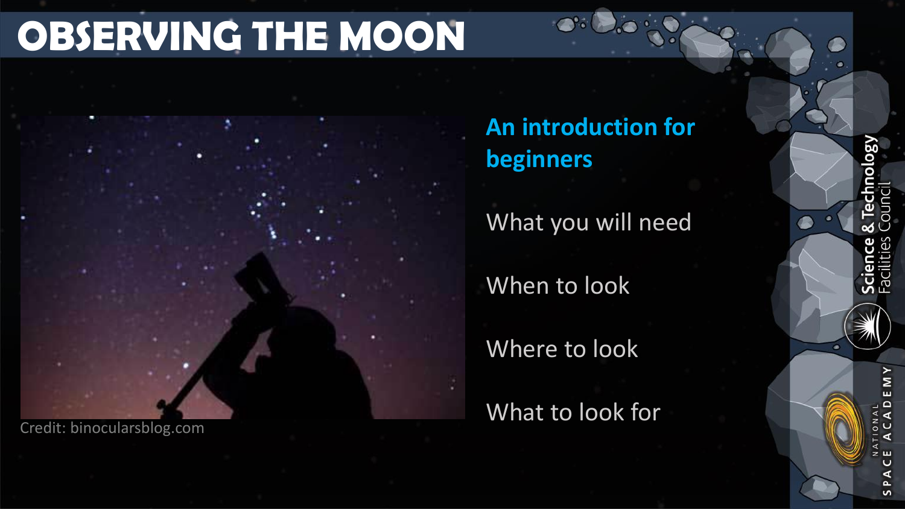# OBSERVING THE MOON

Credit: binocularsblog.com

## An introduction for beginners

What you will need

When to look

Where to look

What to look for

Science & Technology Facilities Council

NATIONAL SPACE ACADEMY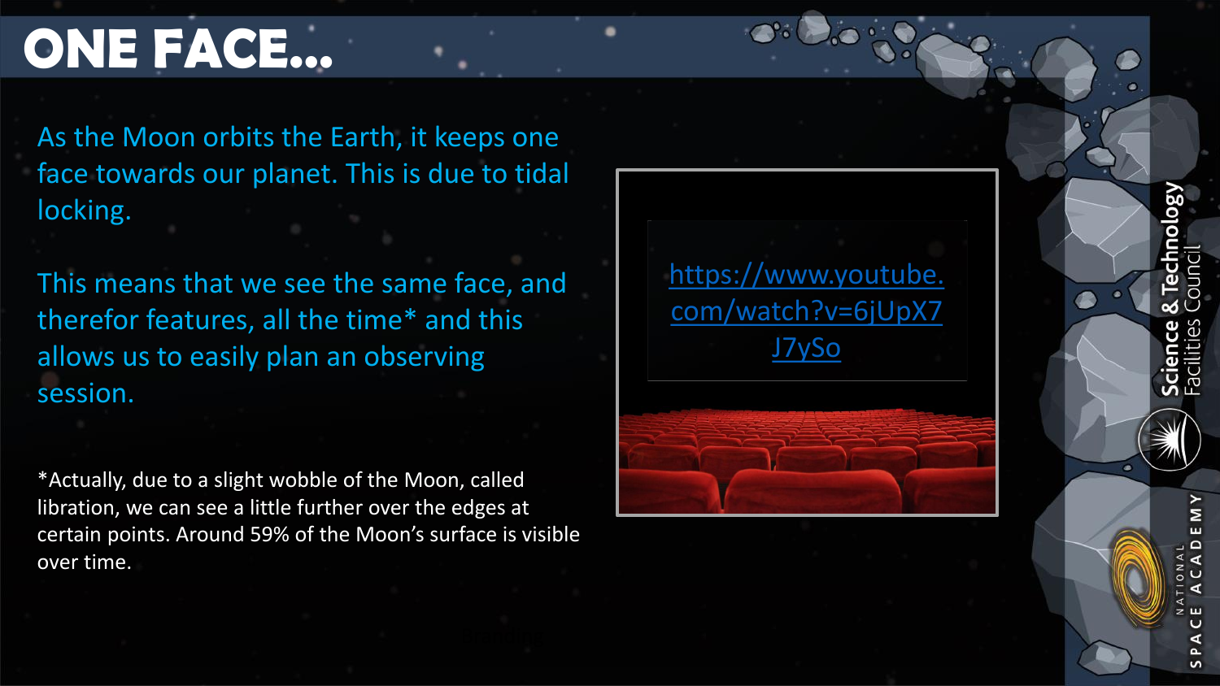# ONE FACE…

As the Moon orbits the Earth, it keeps one face towards our planet. This is due to tidal locking.

This means that we see the same face, and therefor features, all the time* and this allows us to easily plan an observing session.

*Actually, due to a slight wobble of the Moon, called libration, we can see a little further over the edges at certain points. Around 59% of the Moon's surface is visible over time.

https://www.youtube.com/watch?v=6jUpX7J7ySo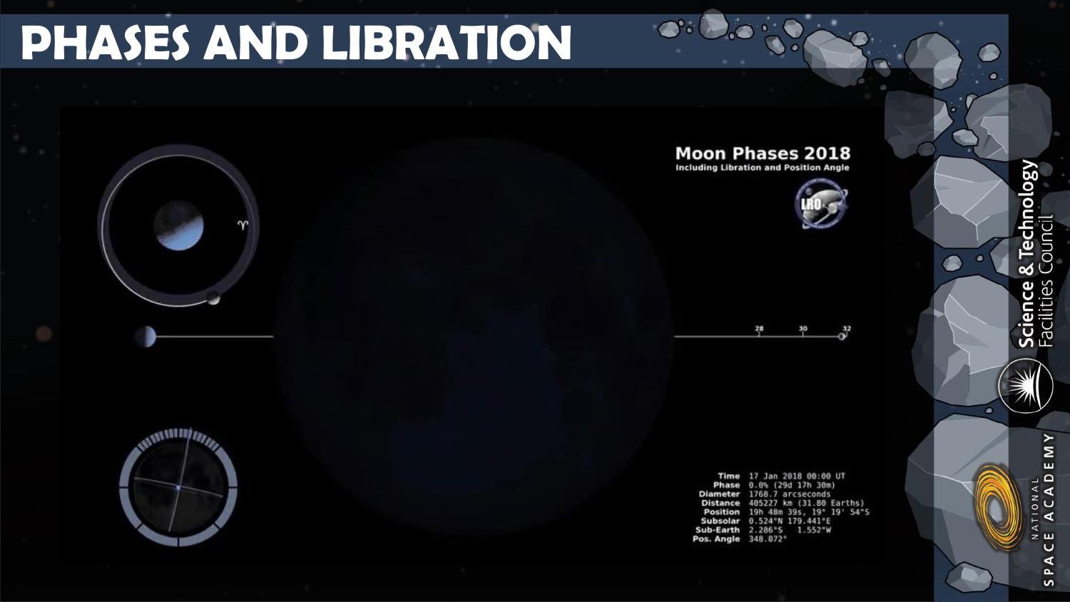# PHASES AND LIBRATION

**Moon Phases 2018**

**Including Libration and Position Angle**

| | |
|---|---|
| **Time** | 17 Jan 2018 00:00 UT |
| **Phase** | 0.0% (29d 17h 30m) |
| **Diameter** | 1768.7 arcseconds |
| **Distance** | 405227 km (31.80 Earths) |
| **Position** | 19h 48m 39s, 19° 19' 54"S |
| **Subsolar** | 0.524°N 179.441°E |
| **Sub-Earth** | 2.286°S 1.552°W |
| **Pos. Angle** | 348.072° |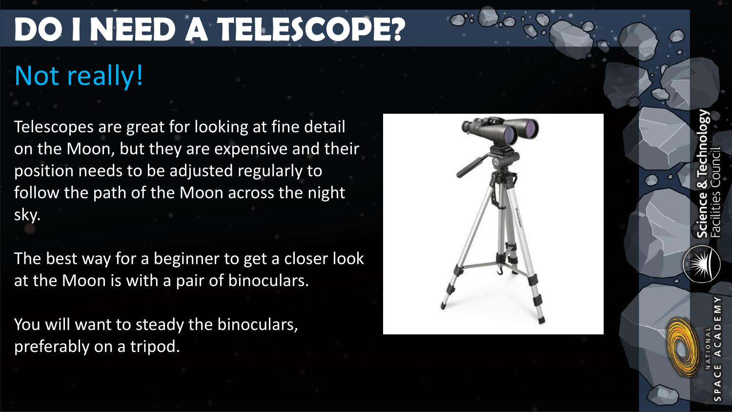# DO I NEED A TELESCOPE?

## Not really!

Telescopes are great for looking at fine detail on the Moon, but they are expensive and their position needs to be adjusted regularly to follow the path of the Moon across the night sky.

The best way for a beginner to get a closer look at the Moon is with a pair of binoculars.

You will want to steady the binoculars, preferably on a tripod.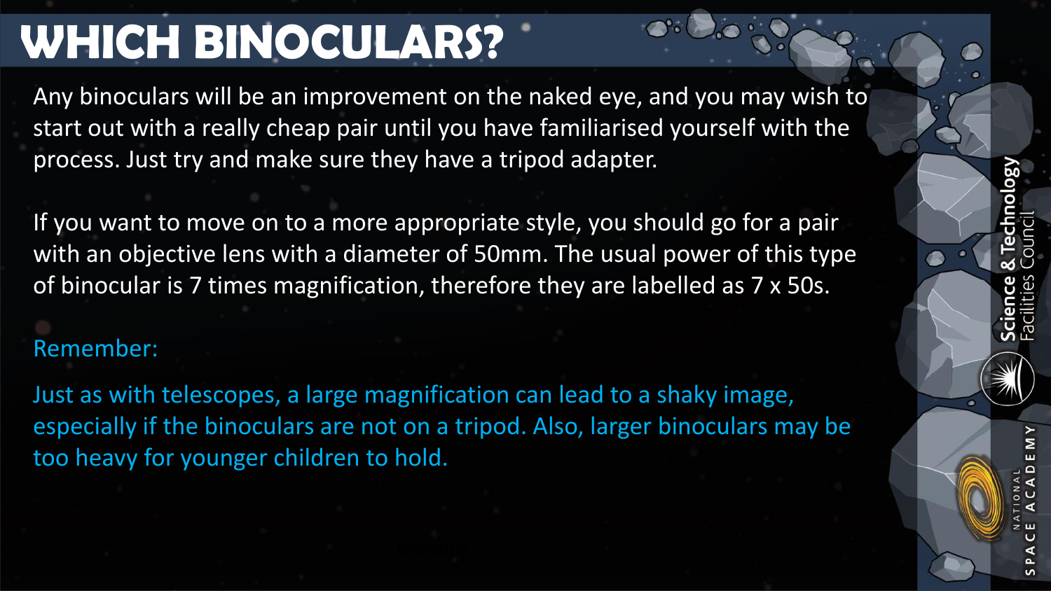# WHICH BINOCULARS?

Any binoculars will be an improvement on the naked eye, and you may wish to start out with a really cheap pair until you have familiarised yourself with the process. Just try and make sure they have a tripod adapter.

If you want to move on to a more appropriate style, you should go for a pair with an objective lens with a diameter of 50mm. The usual power of this type of binocular is 7 times magnification, therefore they are labelled as 7 x 50s.

Remember:

Just as with telescopes, a large magnification can lead to a shaky image, especially if the binoculars are not on a tripod. Also, larger binoculars may be too heavy for younger children to hold.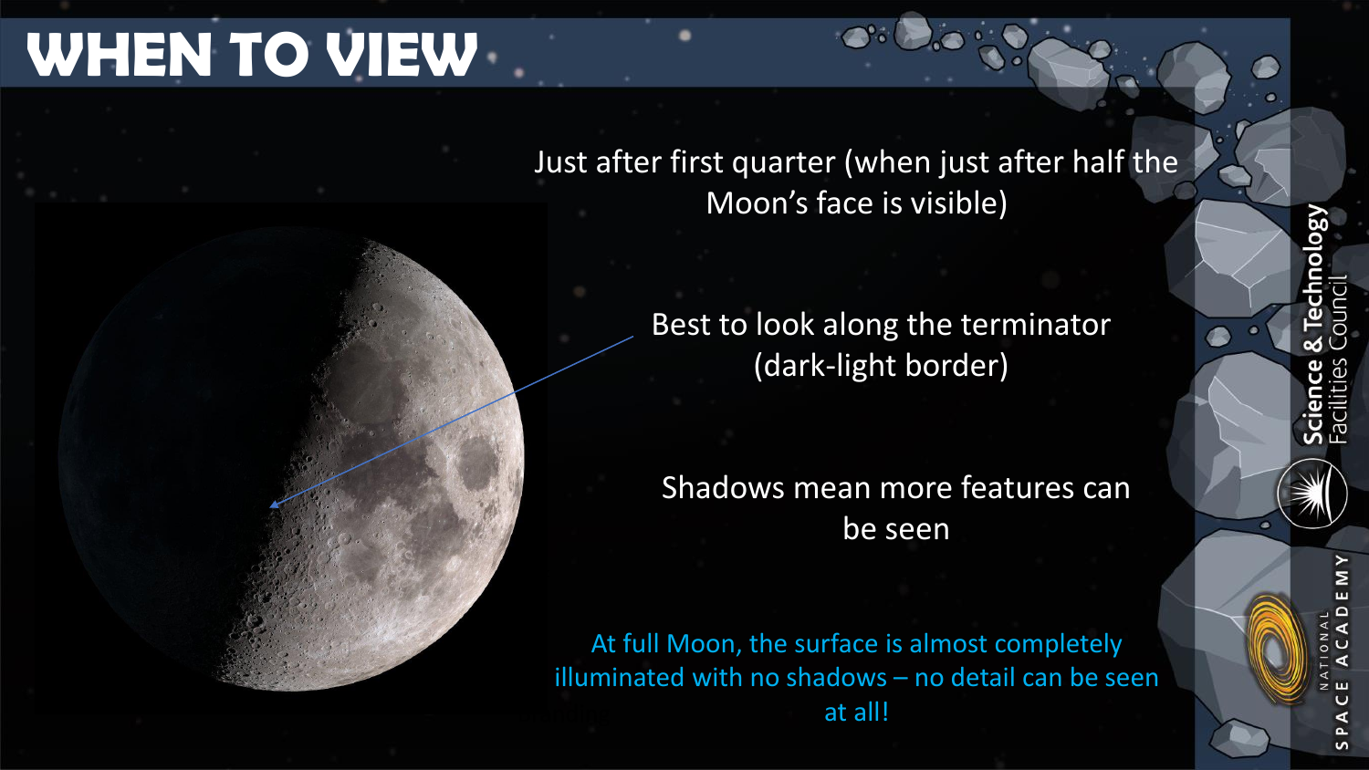# WHEN TO VIEW

Just after first quarter (when just after half the Moon's face is visible)

Best to look along the terminator (dark-light border)

Shadows mean more features can be seen

At full Moon, the surface is almost completely illuminated with no shadows – no detail can be seen at all!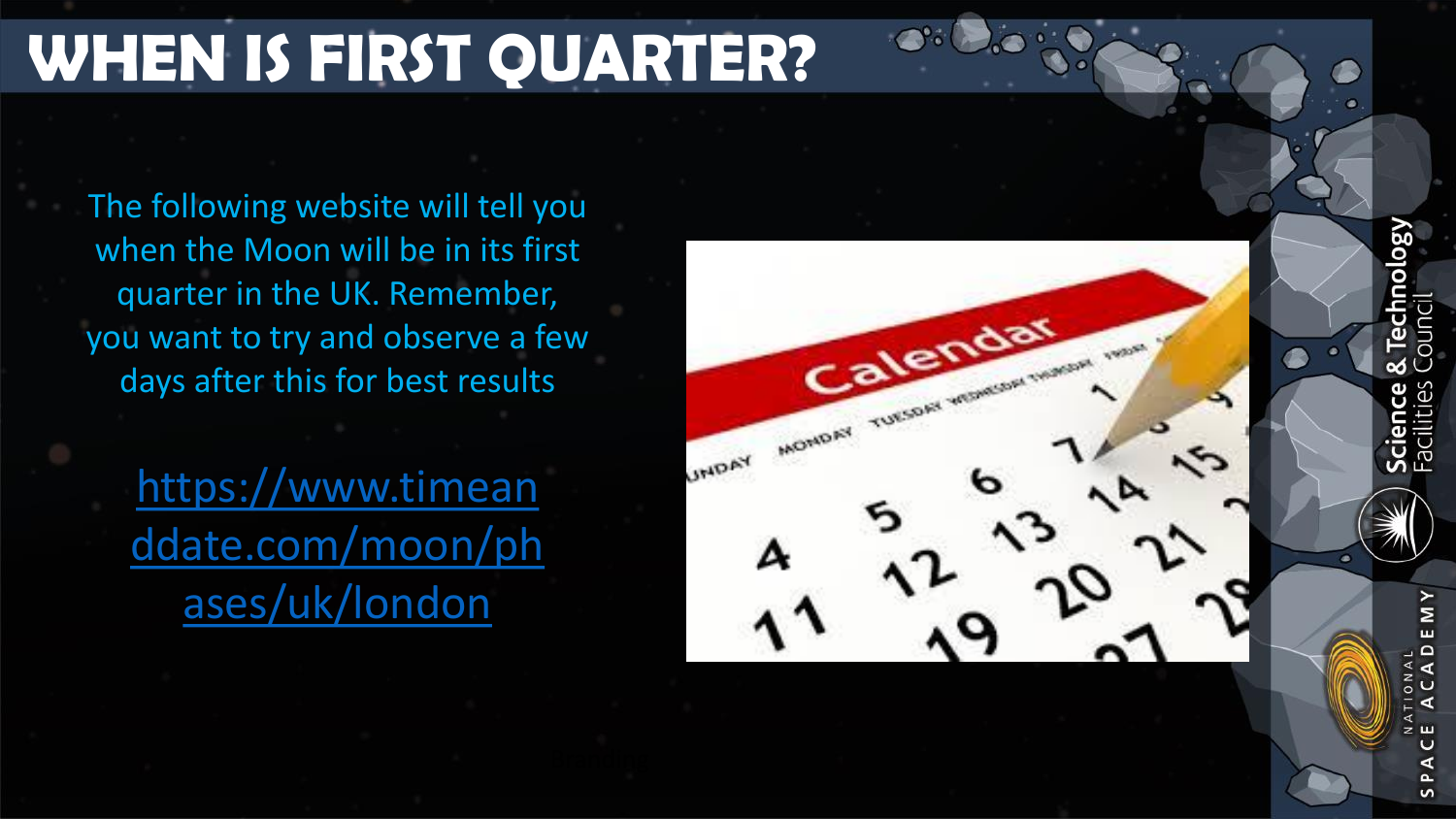# WHEN IS FIRST QUARTER?

The following website will tell you when the Moon will be in its first quarter in the UK. Remember, you want to try and observe a few days after this for best results

https://www.timeanddate.com/moon/phases/uk/london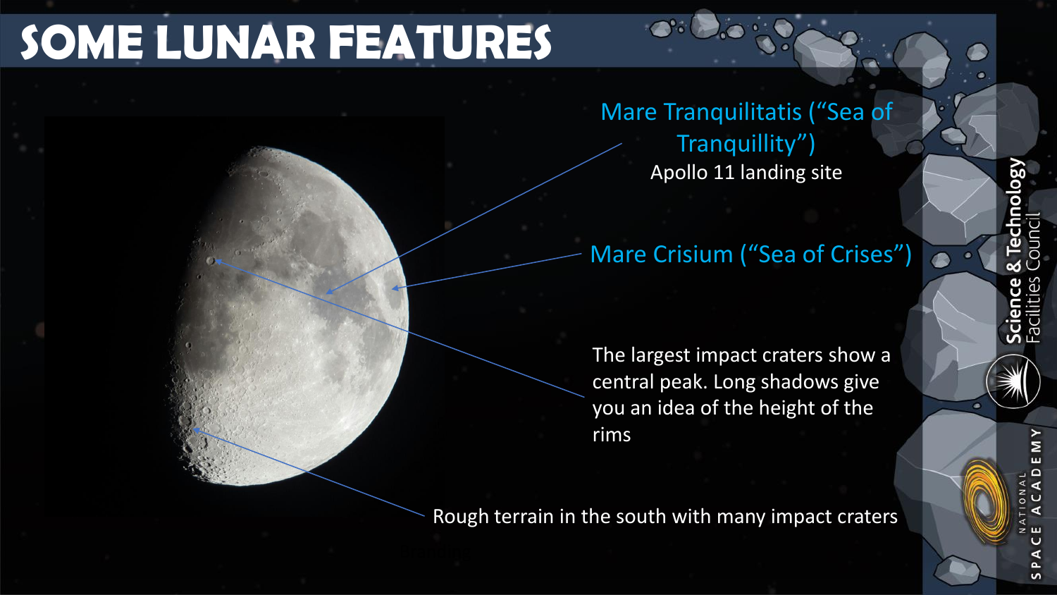# SOME LUNAR FEATURES

Mare Tranquilitatis ("Sea of Tranquillity")

Apollo 11 landing site

Mare Crisium ("Sea of Crises")

The largest impact craters show a central peak. Long shadows give you an idea of the height of the rims

Rough terrain in the south with many impact craters

Science & Technology Facilities Council

NATIONAL SPACE ACADEMY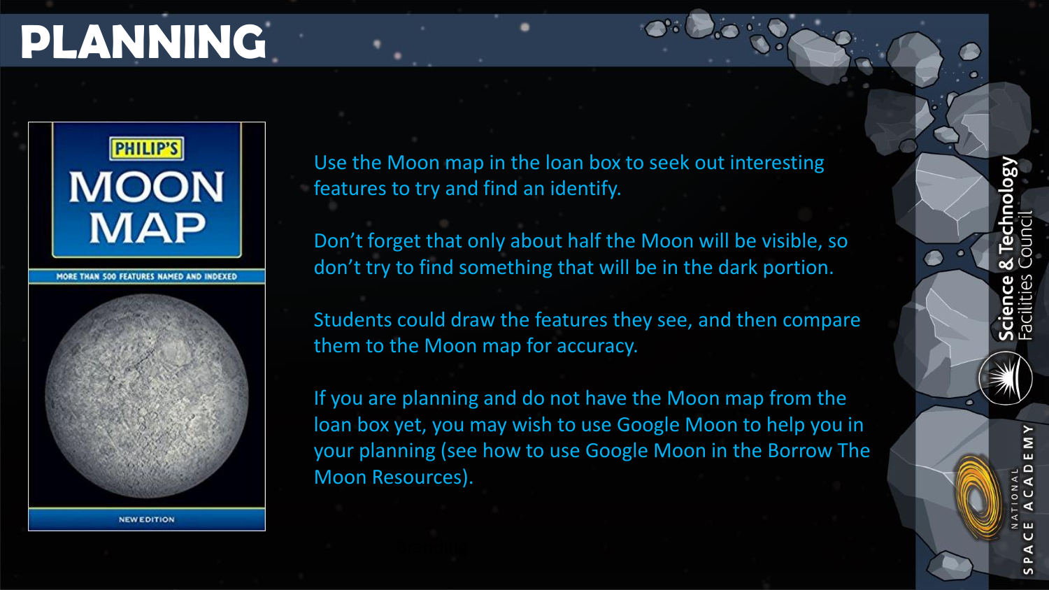# PLANNING

Use the Moon map in the loan box to seek out interesting features to try and find an identify.

Don't forget that only about half the Moon will be visible, so don't try to find something that will be in the dark portion.

Students could draw the features they see, and then compare them to the Moon map for accuracy.

If you are planning and do not have the Moon map from the loan box yet, you may wish to use Google Moon to help you in your planning (see how to use Google Moon in the Borrow The Moon Resources).